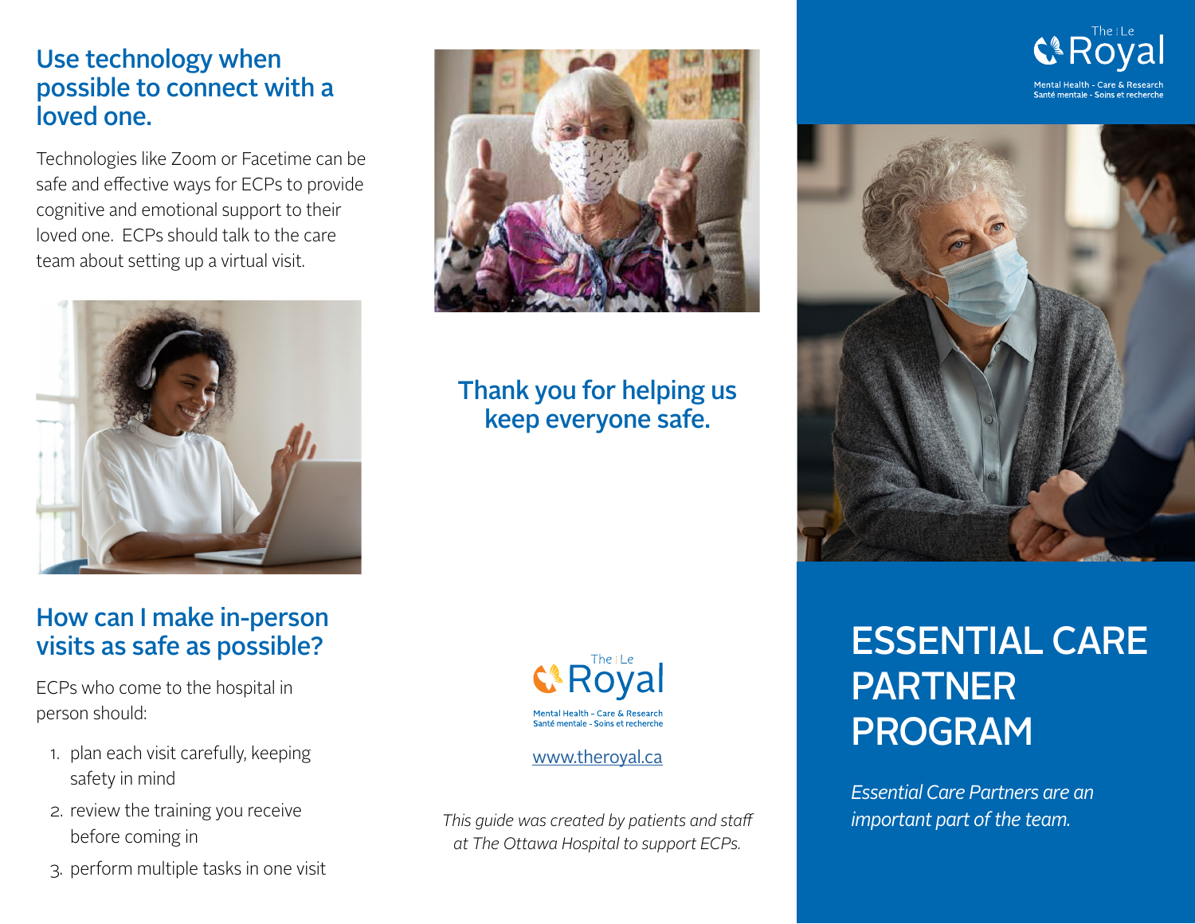## Use technology when possible to connect with a loved one.

Technologies like Zoom or Facetime can be safe and effective ways for ECPs to provide cognitive and emotional support to their loved one. ECPs should talk to the care team about setting up a virtual visit.

## How can I make in-person visits as safe as possible?

ECPs who come to the hospital in person should:

1. plan each visit carefully, keeping safety in mind
2. review the training you receive before coming in
3. perform multiple tasks in one visit

## Thank you for helping us keep everyone safe.

The | Le Royal
Mental Health - Care & Research
Santé mentale - Soins et recherche

www.theroyal.ca

*This guide was created by patients and staff at The Ottawa Hospital to support ECPs.*

The | Le Royal
Mental Health - Care & Research
Santé mentale - Soins et recherche

# ESSENTIAL CARE PARTNER PROGRAM

*Essential Care Partners are an important part of the team.*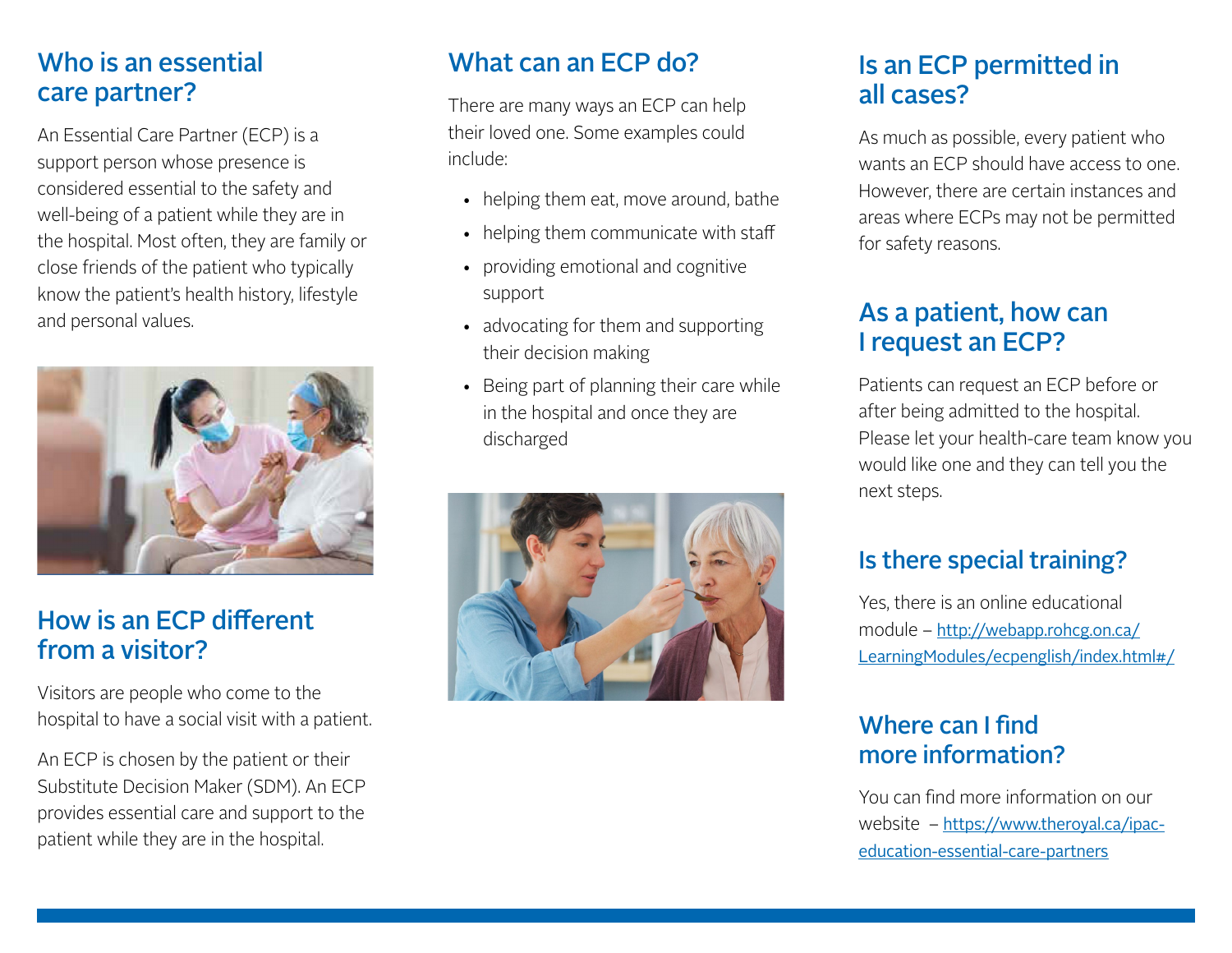## Who is an essential care partner?

An Essential Care Partner (ECP) is a support person whose presence is considered essential to the safety and well-being of a patient while they are in the hospital. Most often, they are family or close friends of the patient who typically know the patient's health history, lifestyle and personal values.

## How is an ECP different from a visitor?

Visitors are people who come to the hospital to have a social visit with a patient.

An ECP is chosen by the patient or their Substitute Decision Maker (SDM). An ECP provides essential care and support to the patient while they are in the hospital.

## What can an ECP do?

There are many ways an ECP can help their loved one. Some examples could include:

- helping them eat, move around, bathe
- helping them communicate with staff
- providing emotional and cognitive support
- advocating for them and supporting their decision making
- Being part of planning their care while in the hospital and once they are discharged

## Is an ECP permitted in all cases?

As much as possible, every patient who wants an ECP should have access to one. However, there are certain instances and areas where ECPs may not be permitted for safety reasons.

## As a patient, how can I request an ECP?

Patients can request an ECP before or after being admitted to the hospital. Please let your health-care team know you would like one and they can tell you the next steps.

## Is there special training?

Yes, there is an online educational module – http://webapp.rohcg.on.ca/LearningModules/ecpenglish/index.html#/

## Where can I find more information?

You can find more information on our website – https://www.theroyal.ca/ipac-education-essential-care-partners